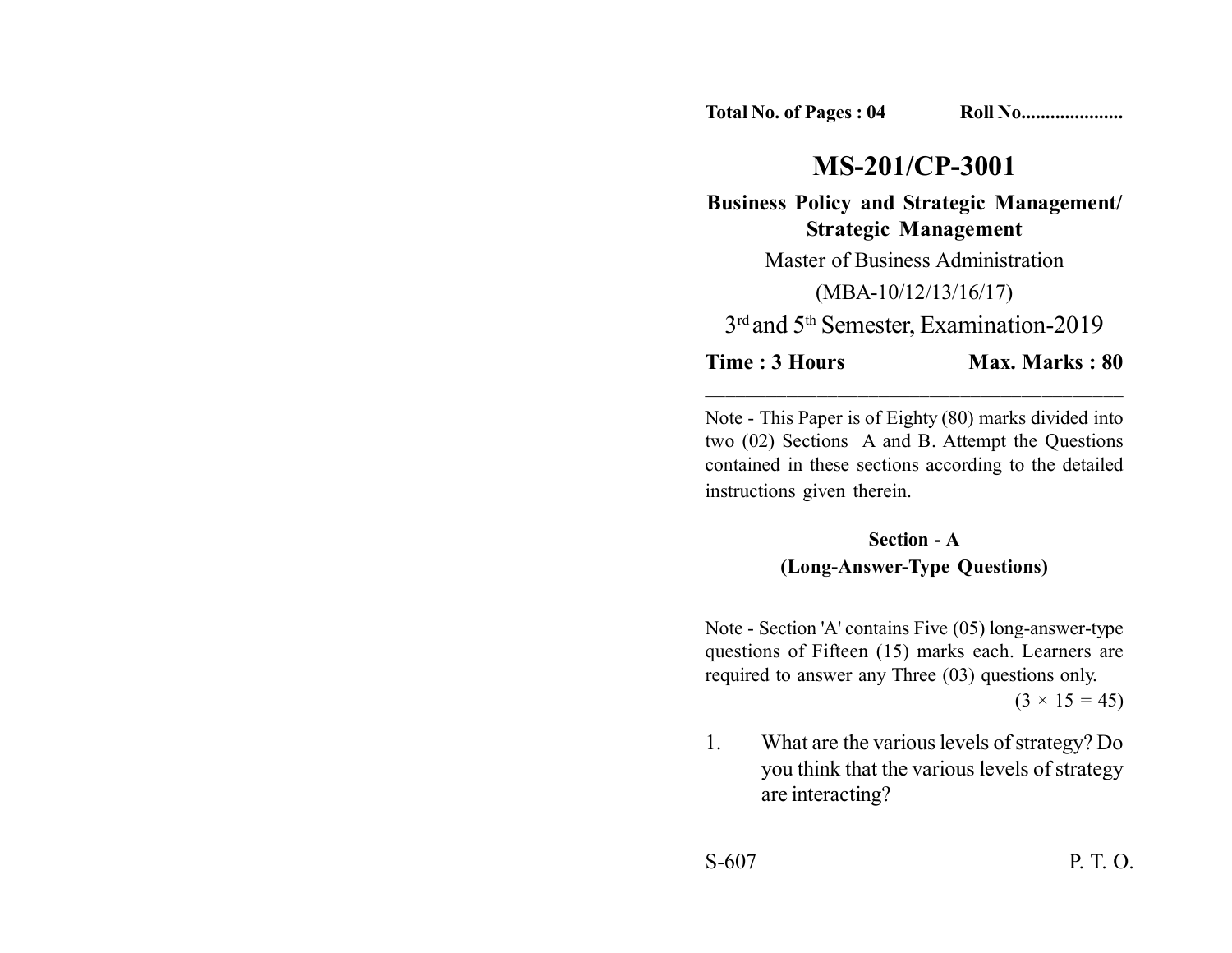**Total No. of Pages : 04** **Roll No....................**

# MS-201/CP-3001

**Business Policy and Strategic Management/ Strategic Management**

Master of Business Administration

(MBA-10/12/13/16/17)

3rd and 5th Semester, Examination-2019

**Time : 3 Hours** **Max. Marks : 80**

---

Note - This Paper is of Eighty (80) marks divided into two (02) Sections A and B. Attempt the Questions contained in these sections according to the detailed instructions given therein.

## Section - A

### (Long-Answer-Type Questions)

Note - Section 'A' contains Five (05) long-answer-type questions of Fifteen (15) marks each. Learners are required to answer any Three (03) questions only.

$(3 \times 15 = 45)$

1. What are the various levels of strategy? Do you think that the various levels of strategy are interacting?

S-607 P. T. O.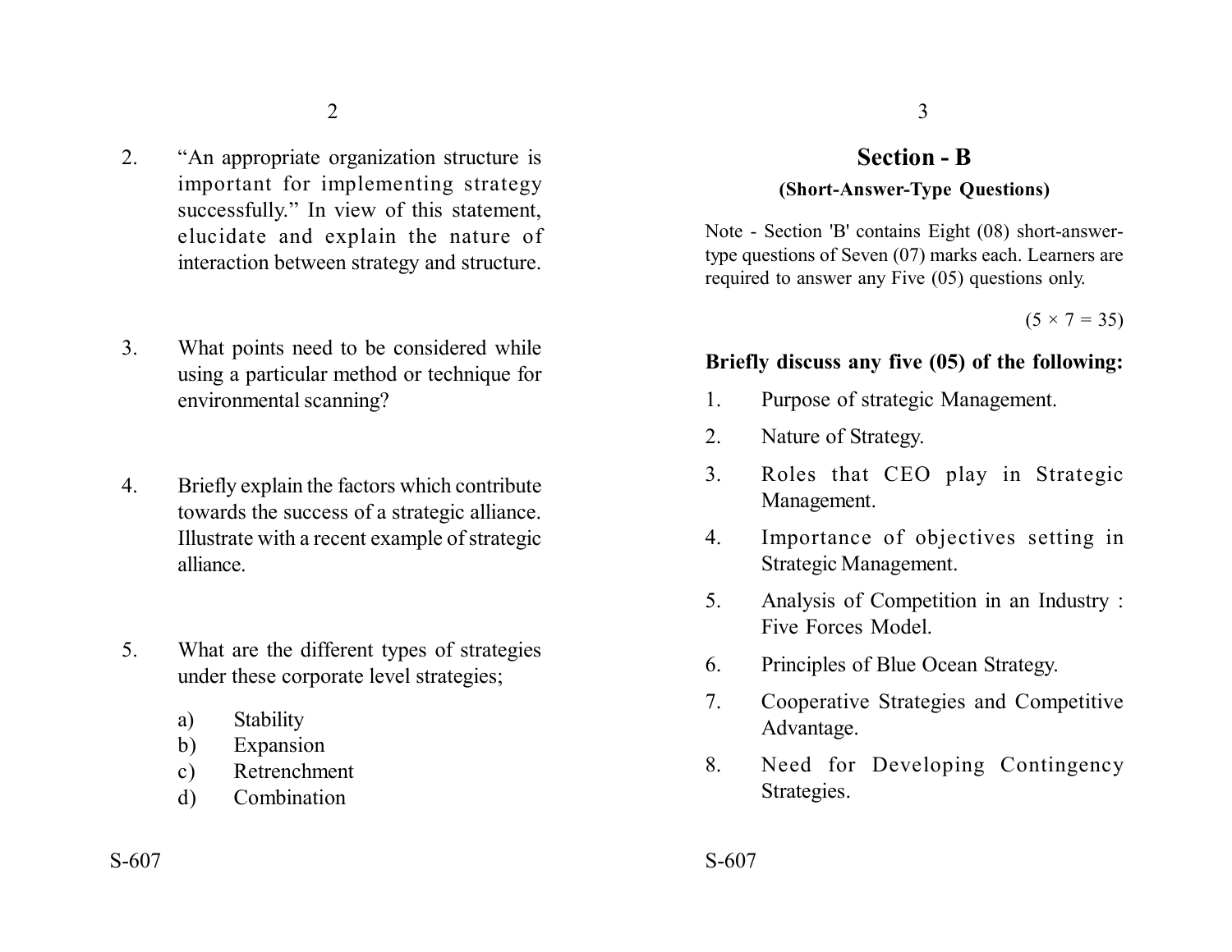2. "An appropriate organization structure is important for implementing strategy successfully." In view of this statement, elucidate and explain the nature of interaction between strategy and structure.

3. What points need to be considered while using a particular method or technique for environmental scanning?

4. Briefly explain the factors which contribute towards the success of a strategic alliance. Illustrate with a recent example of strategic alliance.

5. What are the different types of strategies under these corporate level strategies;

    a) Stability
    b) Expansion
    c) Retrenchment
    d) Combination

## Section - B

**(Short-Answer-Type Questions)**

Note - Section 'B' contains Eight (08) short-answer-type questions of Seven (07) marks each. Learners are required to answer any Five (05) questions only.

(5 × 7 = 35)

**Briefly discuss any five (05) of the following:**

1. Purpose of strategic Management.
2. Nature of Strategy.
3. Roles that CEO play in Strategic Management.
4. Importance of objectives setting in Strategic Management.
5. Analysis of Competition in an Industry : Five Forces Model.
6. Principles of Blue Ocean Strategy.
7. Cooperative Strategies and Competitive Advantage.
8. Need for Developing Contingency Strategies.